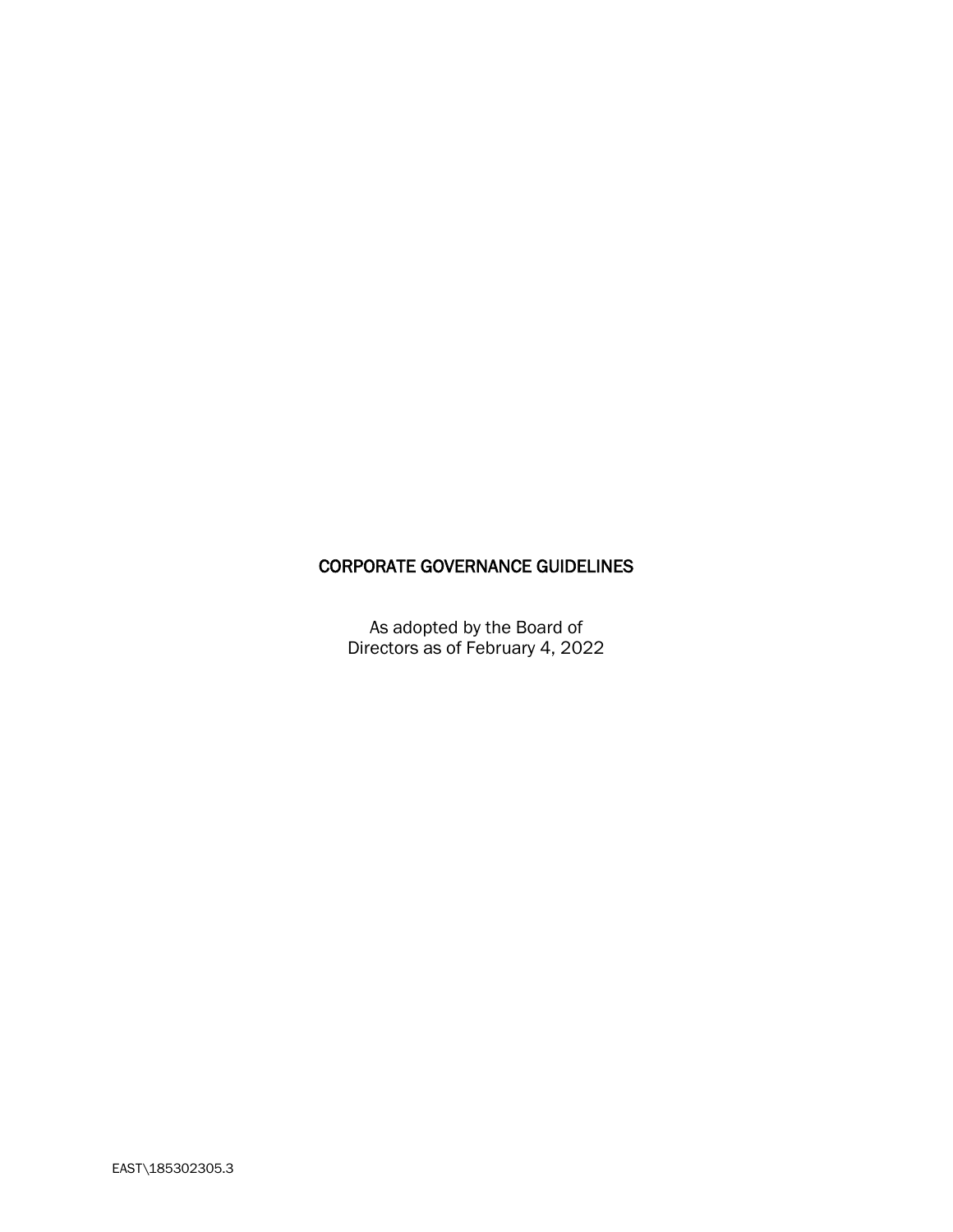# CORPORATE GOVERNANCE GUIDELINES

As adopted by the Board of Directors as of February 4, 2022

EAST\185302305.3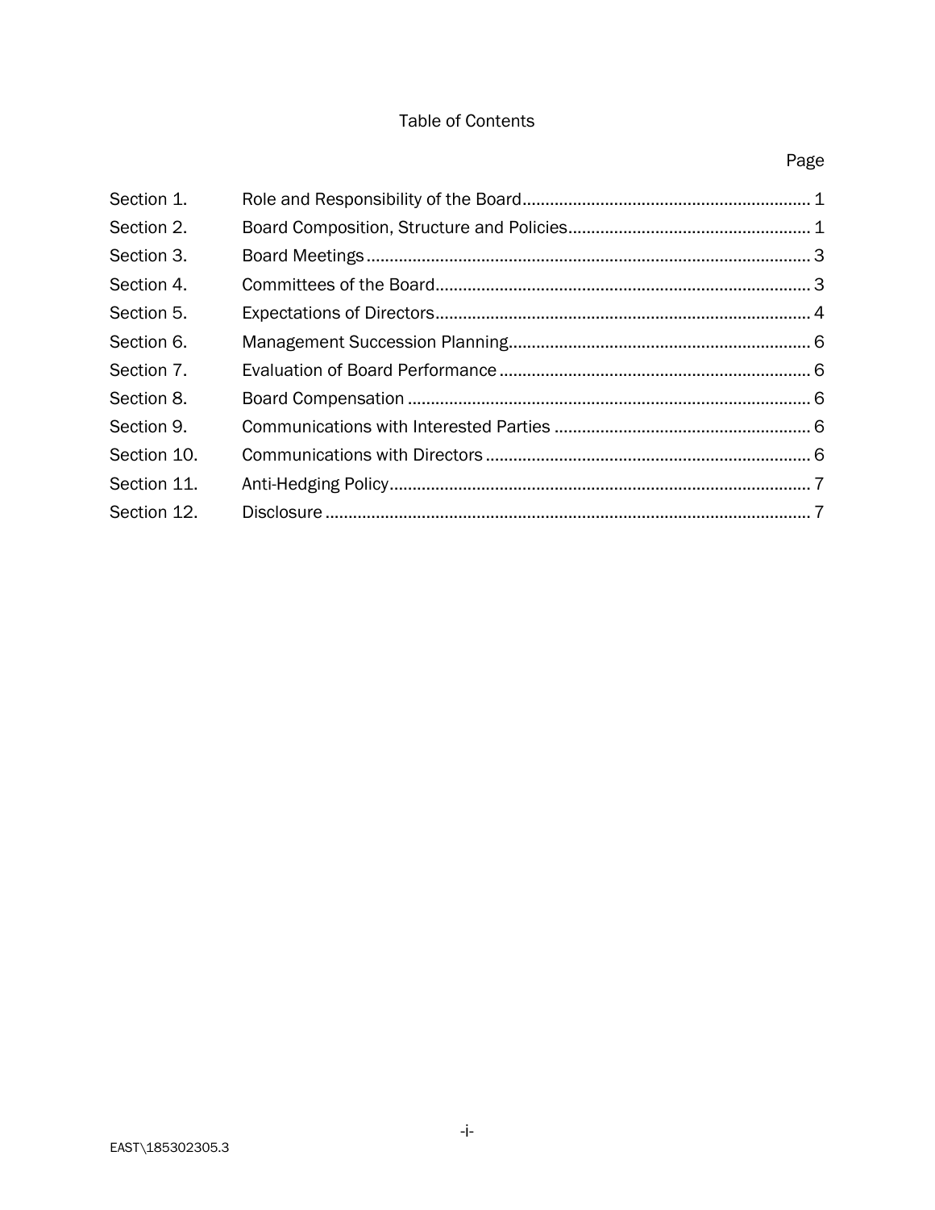# Table of Contents

| | | Page |
|---|---|---|
| Section 1. | Role and Responsibility of the Board | 1 |
| Section 2. | Board Composition, Structure and Policies | 1 |
| Section 3. | Board Meetings | 3 |
| Section 4. | Committees of the Board | 3 |
| Section 5. | Expectations of Directors | 4 |
| Section 6. | Management Succession Planning | 6 |
| Section 7. | Evaluation of Board Performance | 6 |
| Section 8. | Board Compensation | 6 |
| Section 9. | Communications with Interested Parties | 6 |
| Section 10. | Communications with Directors | 6 |
| Section 11. | Anti-Hedging Policy | 7 |
| Section 12. | Disclosure | 7 |

EAST\185302305.3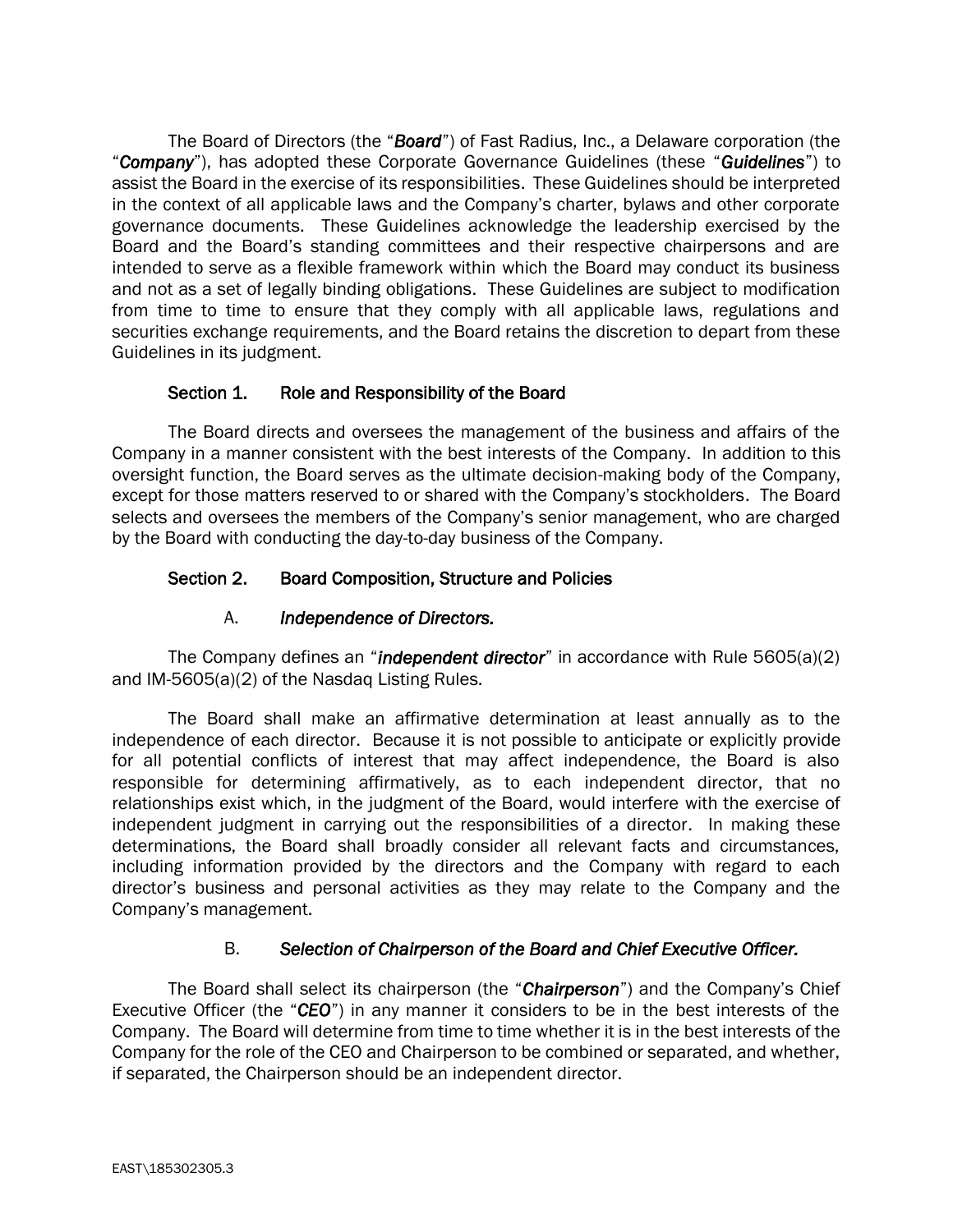The Board of Directors (the "***Board***") of Fast Radius, Inc., a Delaware corporation (the "***Company***"), has adopted these Corporate Governance Guidelines (these "***Guidelines***") to assist the Board in the exercise of its responsibilities. These Guidelines should be interpreted in the context of all applicable laws and the Company's charter, bylaws and other corporate governance documents. These Guidelines acknowledge the leadership exercised by the Board and the Board's standing committees and their respective chairpersons and are intended to serve as a flexible framework within which the Board may conduct its business and not as a set of legally binding obligations. These Guidelines are subject to modification from time to time to ensure that they comply with all applicable laws, regulations and securities exchange requirements, and the Board retains the discretion to depart from these Guidelines in its judgment.

## Section 1. Role and Responsibility of the Board

The Board directs and oversees the management of the business and affairs of the Company in a manner consistent with the best interests of the Company. In addition to this oversight function, the Board serves as the ultimate decision-making body of the Company, except for those matters reserved to or shared with the Company's stockholders. The Board selects and oversees the members of the Company's senior management, who are charged by the Board with conducting the day-to-day business of the Company.

## Section 2. Board Composition, Structure and Policies

### A. *Independence of Directors.*

The Company defines an "***independent director***" in accordance with Rule 5605(a)(2) and IM-5605(a)(2) of the Nasdaq Listing Rules.

The Board shall make an affirmative determination at least annually as to the independence of each director. Because it is not possible to anticipate or explicitly provide for all potential conflicts of interest that may affect independence, the Board is also responsible for determining affirmatively, as to each independent director, that no relationships exist which, in the judgment of the Board, would interfere with the exercise of independent judgment in carrying out the responsibilities of a director. In making these determinations, the Board shall broadly consider all relevant facts and circumstances, including information provided by the directors and the Company with regard to each director's business and personal activities as they may relate to the Company and the Company's management.

### B. *Selection of Chairperson of the Board and Chief Executive Officer.*

The Board shall select its chairperson (the "***Chairperson***") and the Company's Chief Executive Officer (the "***CEO***") in any manner it considers to be in the best interests of the Company. The Board will determine from time to time whether it is in the best interests of the Company for the role of the CEO and Chairperson to be combined or separated, and whether, if separated, the Chairperson should be an independent director.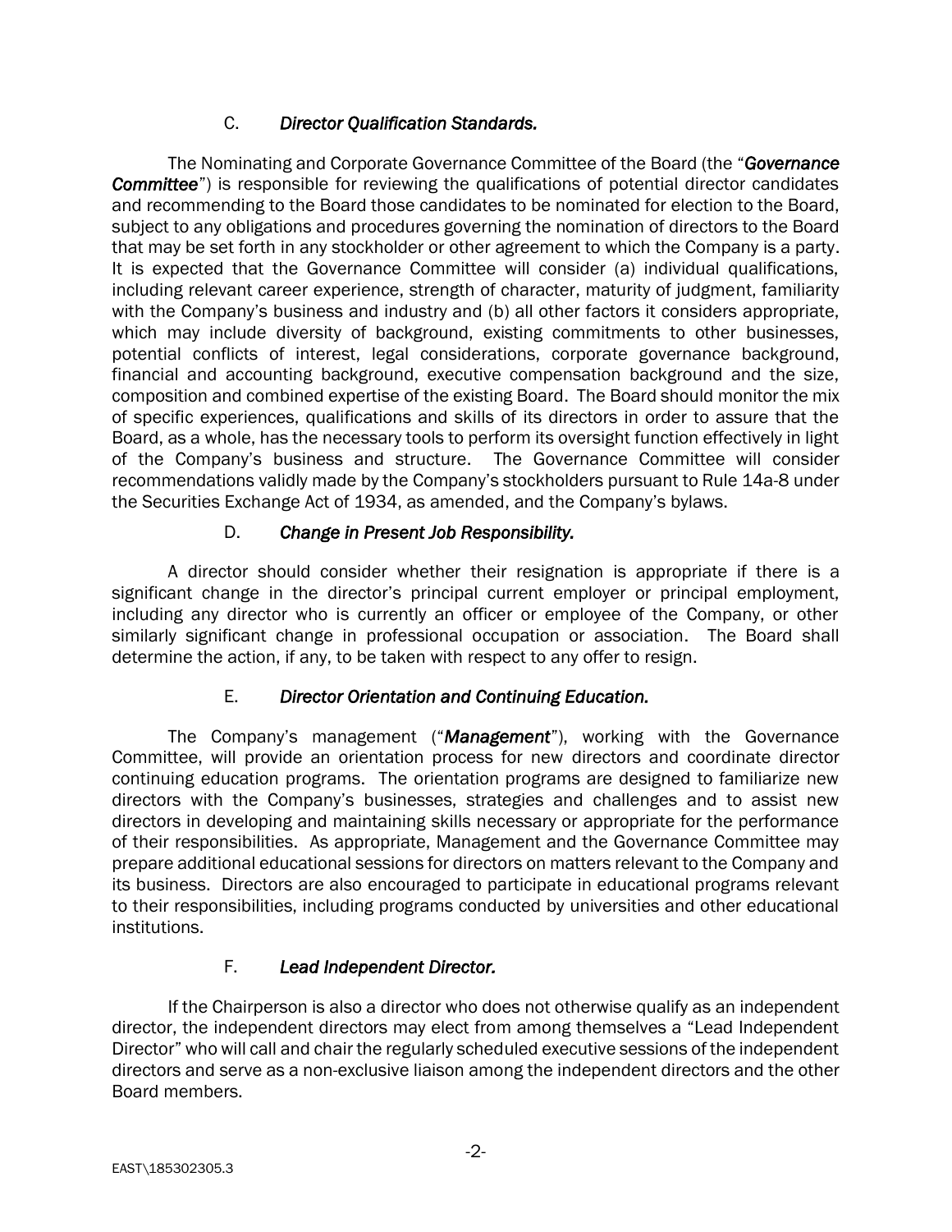### C. *Director Qualification Standards.*

The Nominating and Corporate Governance Committee of the Board (the "***Governance Committee***") is responsible for reviewing the qualifications of potential director candidates and recommending to the Board those candidates to be nominated for election to the Board, subject to any obligations and procedures governing the nomination of directors to the Board that may be set forth in any stockholder or other agreement to which the Company is a party. It is expected that the Governance Committee will consider (a) individual qualifications, including relevant career experience, strength of character, maturity of judgment, familiarity with the Company's business and industry and (b) all other factors it considers appropriate, which may include diversity of background, existing commitments to other businesses, potential conflicts of interest, legal considerations, corporate governance background, financial and accounting background, executive compensation background and the size, composition and combined expertise of the existing Board. The Board should monitor the mix of specific experiences, qualifications and skills of its directors in order to assure that the Board, as a whole, has the necessary tools to perform its oversight function effectively in light of the Company's business and structure. The Governance Committee will consider recommendations validly made by the Company's stockholders pursuant to Rule 14a-8 under the Securities Exchange Act of 1934, as amended, and the Company's bylaws.

### D. *Change in Present Job Responsibility.*

A director should consider whether their resignation is appropriate if there is a significant change in the director's principal current employer or principal employment, including any director who is currently an officer or employee of the Company, or other similarly significant change in professional occupation or association. The Board shall determine the action, if any, to be taken with respect to any offer to resign.

### E. *Director Orientation and Continuing Education.*

The Company's management ("***Management***"), working with the Governance Committee, will provide an orientation process for new directors and coordinate director continuing education programs. The orientation programs are designed to familiarize new directors with the Company's businesses, strategies and challenges and to assist new directors in developing and maintaining skills necessary or appropriate for the performance of their responsibilities. As appropriate, Management and the Governance Committee may prepare additional educational sessions for directors on matters relevant to the Company and its business. Directors are also encouraged to participate in educational programs relevant to their responsibilities, including programs conducted by universities and other educational institutions.

### F. *Lead Independent Director.*

If the Chairperson is also a director who does not otherwise qualify as an independent director, the independent directors may elect from among themselves a "Lead Independent Director" who will call and chair the regularly scheduled executive sessions of the independent directors and serve as a non-exclusive liaison among the independent directors and the other Board members.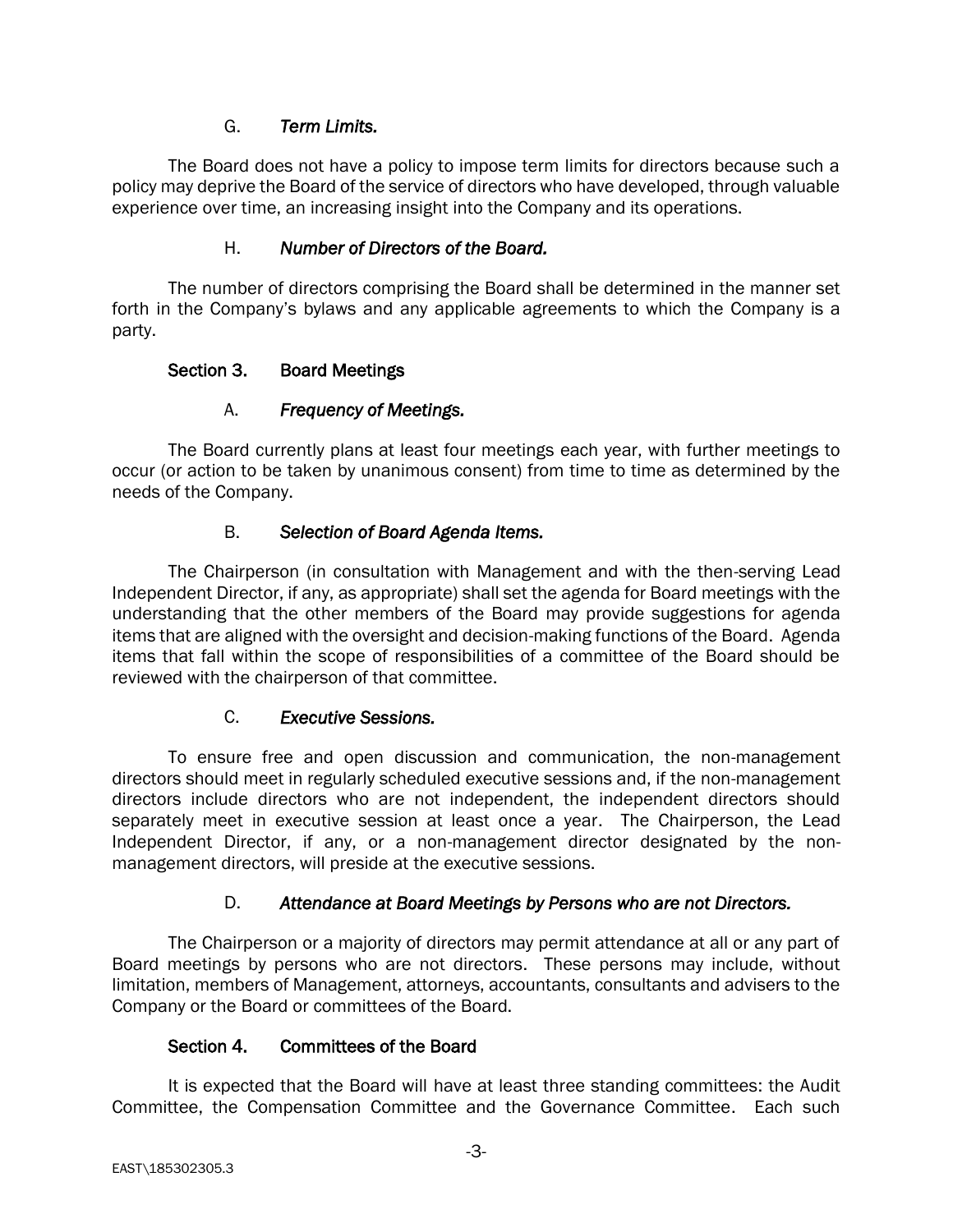### G. *Term Limits.*

The Board does not have a policy to impose term limits for directors because such a policy may deprive the Board of the service of directors who have developed, through valuable experience over time, an increasing insight into the Company and its operations.

### H. *Number of Directors of the Board.*

The number of directors comprising the Board shall be determined in the manner set forth in the Company's bylaws and any applicable agreements to which the Company is a party.

## Section 3. Board Meetings

### A. *Frequency of Meetings.*

The Board currently plans at least four meetings each year, with further meetings to occur (or action to be taken by unanimous consent) from time to time as determined by the needs of the Company.

### B. *Selection of Board Agenda Items.*

The Chairperson (in consultation with Management and with the then-serving Lead Independent Director, if any, as appropriate) shall set the agenda for Board meetings with the understanding that the other members of the Board may provide suggestions for agenda items that are aligned with the oversight and decision-making functions of the Board. Agenda items that fall within the scope of responsibilities of a committee of the Board should be reviewed with the chairperson of that committee.

### C. *Executive Sessions.*

To ensure free and open discussion and communication, the non-management directors should meet in regularly scheduled executive sessions and, if the non-management directors include directors who are not independent, the independent directors should separately meet in executive session at least once a year. The Chairperson, the Lead Independent Director, if any, or a non-management director designated by the non-management directors, will preside at the executive sessions.

### D. *Attendance at Board Meetings by Persons who are not Directors.*

The Chairperson or a majority of directors may permit attendance at all or any part of Board meetings by persons who are not directors. These persons may include, without limitation, members of Management, attorneys, accountants, consultants and advisers to the Company or the Board or committees of the Board.

## Section 4. Committees of the Board

It is expected that the Board will have at least three standing committees: the Audit Committee, the Compensation Committee and the Governance Committee. Each such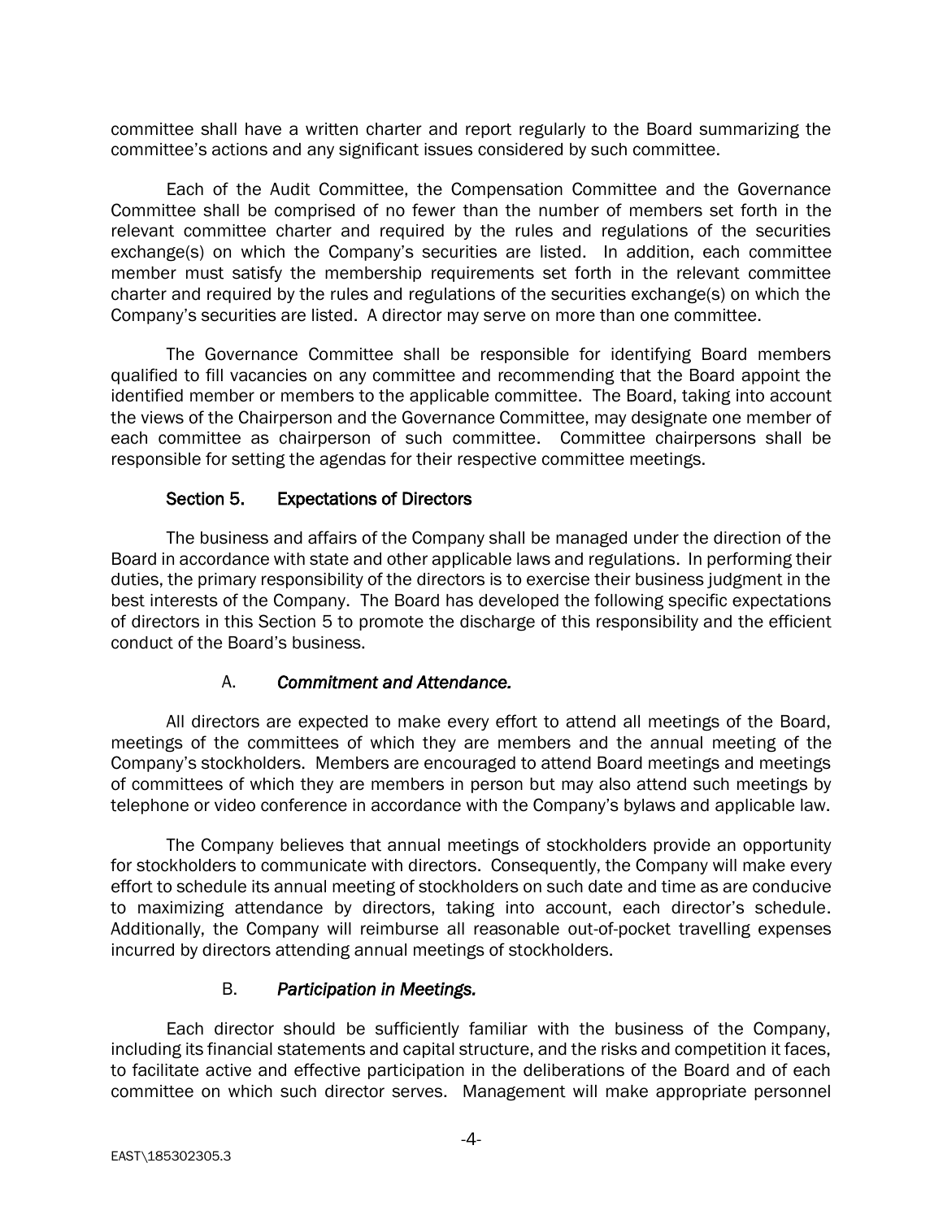committee shall have a written charter and report regularly to the Board summarizing the committee's actions and any significant issues considered by such committee.

Each of the Audit Committee, the Compensation Committee and the Governance Committee shall be comprised of no fewer than the number of members set forth in the relevant committee charter and required by the rules and regulations of the securities exchange(s) on which the Company's securities are listed. In addition, each committee member must satisfy the membership requirements set forth in the relevant committee charter and required by the rules and regulations of the securities exchange(s) on which the Company's securities are listed. A director may serve on more than one committee.

The Governance Committee shall be responsible for identifying Board members qualified to fill vacancies on any committee and recommending that the Board appoint the identified member or members to the applicable committee. The Board, taking into account the views of the Chairperson and the Governance Committee, may designate one member of each committee as chairperson of such committee. Committee chairpersons shall be responsible for setting the agendas for their respective committee meetings.

## Section 5. Expectations of Directors

The business and affairs of the Company shall be managed under the direction of the Board in accordance with state and other applicable laws and regulations. In performing their duties, the primary responsibility of the directors is to exercise their business judgment in the best interests of the Company. The Board has developed the following specific expectations of directors in this Section 5 to promote the discharge of this responsibility and the efficient conduct of the Board's business.

### A. *Commitment and Attendance.*

All directors are expected to make every effort to attend all meetings of the Board, meetings of the committees of which they are members and the annual meeting of the Company's stockholders. Members are encouraged to attend Board meetings and meetings of committees of which they are members in person but may also attend such meetings by telephone or video conference in accordance with the Company's bylaws and applicable law.

The Company believes that annual meetings of stockholders provide an opportunity for stockholders to communicate with directors. Consequently, the Company will make every effort to schedule its annual meeting of stockholders on such date and time as are conducive to maximizing attendance by directors, taking into account, each director's schedule. Additionally, the Company will reimburse all reasonable out-of-pocket travelling expenses incurred by directors attending annual meetings of stockholders.

### B. *Participation in Meetings.*

Each director should be sufficiently familiar with the business of the Company, including its financial statements and capital structure, and the risks and competition it faces, to facilitate active and effective participation in the deliberations of the Board and of each committee on which such director serves. Management will make appropriate personnel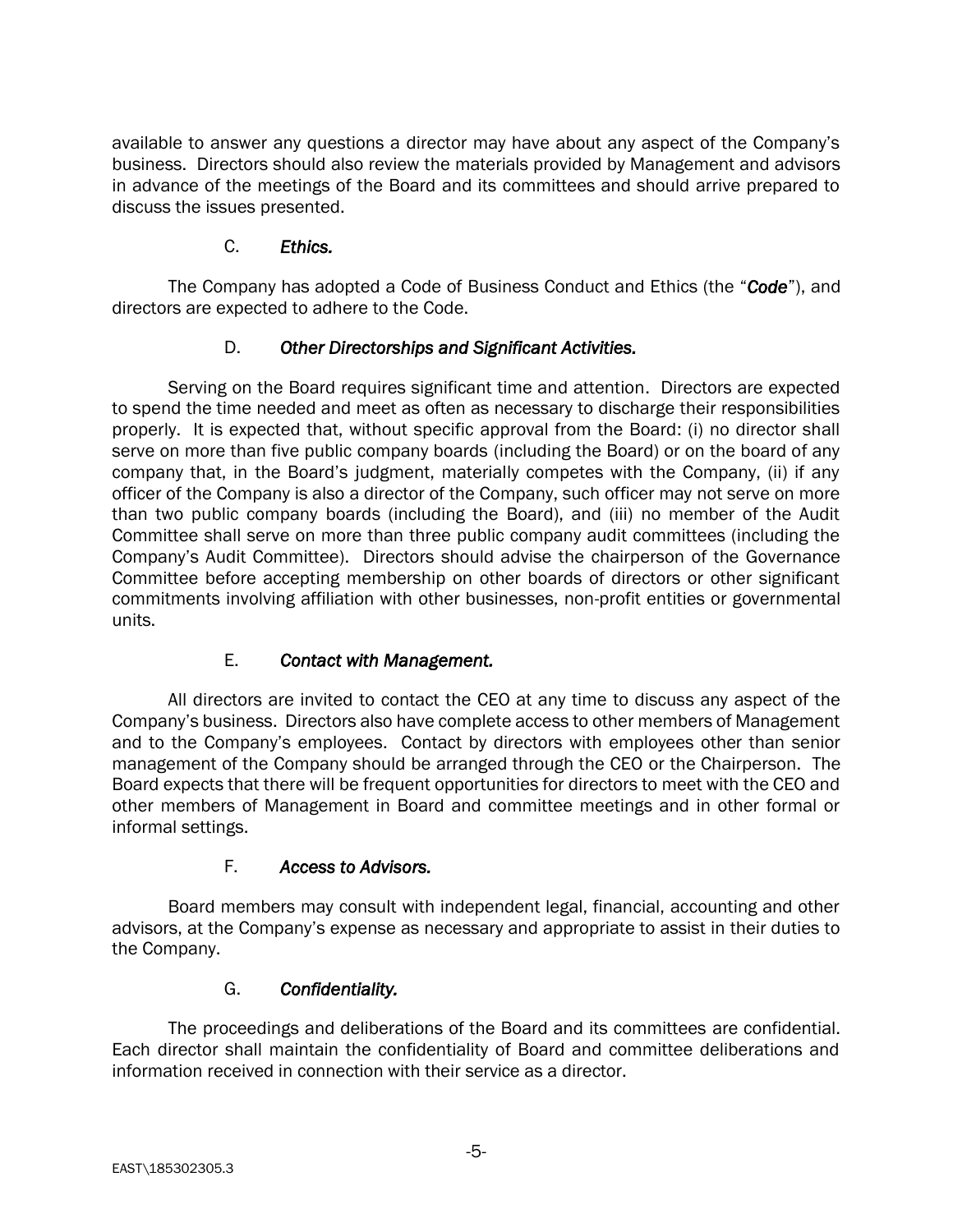available to answer any questions a director may have about any aspect of the Company's business. Directors should also review the materials provided by Management and advisors in advance of the meetings of the Board and its committees and should arrive prepared to discuss the issues presented.

### C. *Ethics.*

The Company has adopted a Code of Business Conduct and Ethics (the "***Code***"), and directors are expected to adhere to the Code.

### D. *Other Directorships and Significant Activities.*

Serving on the Board requires significant time and attention. Directors are expected to spend the time needed and meet as often as necessary to discharge their responsibilities properly. It is expected that, without specific approval from the Board: (i) no director shall serve on more than five public company boards (including the Board) or on the board of any company that, in the Board's judgment, materially competes with the Company, (ii) if any officer of the Company is also a director of the Company, such officer may not serve on more than two public company boards (including the Board), and (iii) no member of the Audit Committee shall serve on more than three public company audit committees (including the Company's Audit Committee). Directors should advise the chairperson of the Governance Committee before accepting membership on other boards of directors or other significant commitments involving affiliation with other businesses, non-profit entities or governmental units.

### E. *Contact with Management.*

All directors are invited to contact the CEO at any time to discuss any aspect of the Company's business. Directors also have complete access to other members of Management and to the Company's employees. Contact by directors with employees other than senior management of the Company should be arranged through the CEO or the Chairperson. The Board expects that there will be frequent opportunities for directors to meet with the CEO and other members of Management in Board and committee meetings and in other formal or informal settings.

### F. *Access to Advisors.*

Board members may consult with independent legal, financial, accounting and other advisors, at the Company's expense as necessary and appropriate to assist in their duties to the Company.

### G. *Confidentiality.*

The proceedings and deliberations of the Board and its committees are confidential. Each director shall maintain the confidentiality of Board and committee deliberations and information received in connection with their service as a director.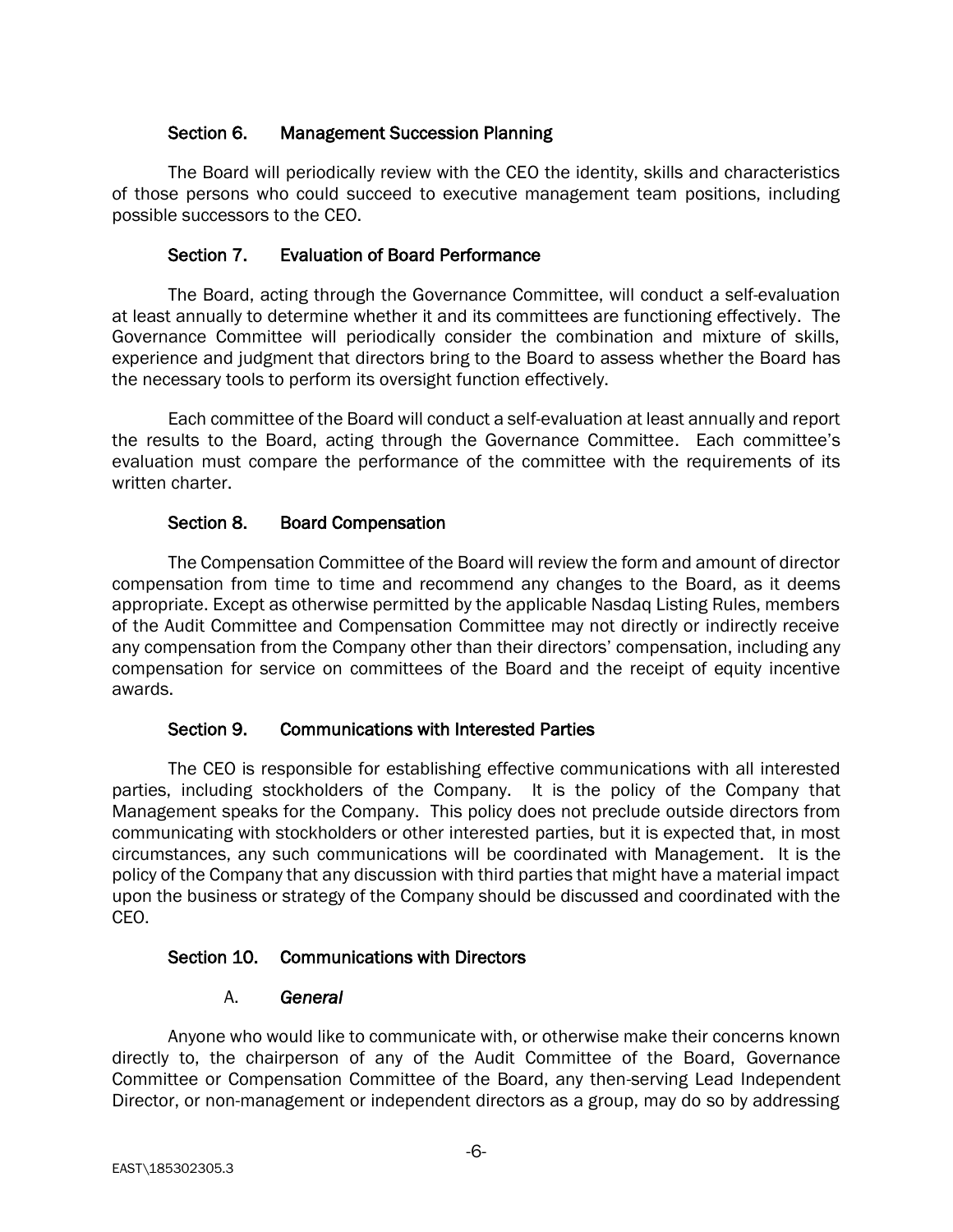## Section 6. Management Succession Planning

The Board will periodically review with the CEO the identity, skills and characteristics of those persons who could succeed to executive management team positions, including possible successors to the CEO.

## Section 7. Evaluation of Board Performance

The Board, acting through the Governance Committee, will conduct a self-evaluation at least annually to determine whether it and its committees are functioning effectively. The Governance Committee will periodically consider the combination and mixture of skills, experience and judgment that directors bring to the Board to assess whether the Board has the necessary tools to perform its oversight function effectively.

Each committee of the Board will conduct a self-evaluation at least annually and report the results to the Board, acting through the Governance Committee. Each committee's evaluation must compare the performance of the committee with the requirements of its written charter.

## Section 8. Board Compensation

The Compensation Committee of the Board will review the form and amount of director compensation from time to time and recommend any changes to the Board, as it deems appropriate. Except as otherwise permitted by the applicable Nasdaq Listing Rules, members of the Audit Committee and Compensation Committee may not directly or indirectly receive any compensation from the Company other than their directors' compensation, including any compensation for service on committees of the Board and the receipt of equity incentive awards.

## Section 9. Communications with Interested Parties

The CEO is responsible for establishing effective communications with all interested parties, including stockholders of the Company. It is the policy of the Company that Management speaks for the Company. This policy does not preclude outside directors from communicating with stockholders or other interested parties, but it is expected that, in most circumstances, any such communications will be coordinated with Management. It is the policy of the Company that any discussion with third parties that might have a material impact upon the business or strategy of the Company should be discussed and coordinated with the CEO.

## Section 10. Communications with Directors

### A. *General*

Anyone who would like to communicate with, or otherwise make their concerns known directly to, the chairperson of any of the Audit Committee of the Board, Governance Committee or Compensation Committee of the Board, any then-serving Lead Independent Director, or non-management or independent directors as a group, may do so by addressing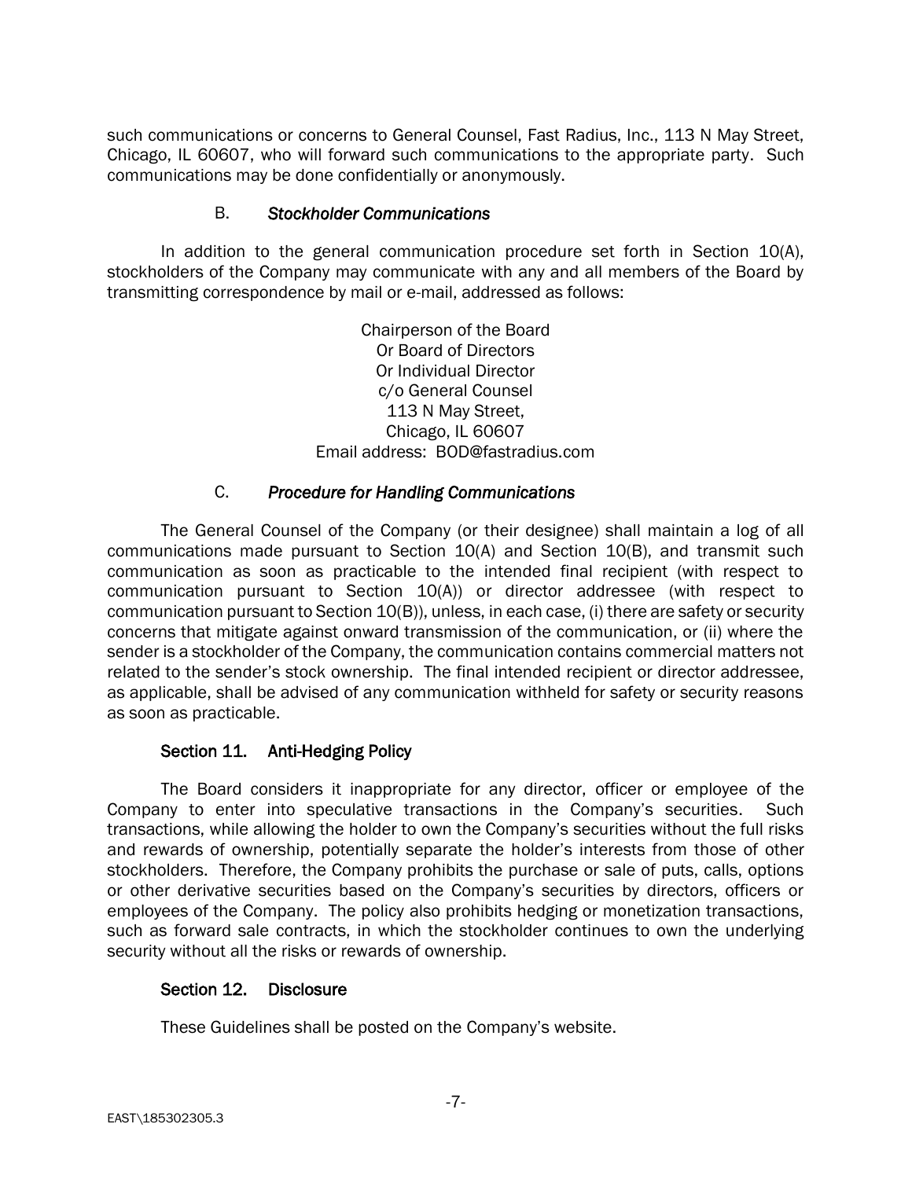such communications or concerns to General Counsel, Fast Radius, Inc., 113 N May Street, Chicago, IL 60607, who will forward such communications to the appropriate party. Such communications may be done confidentially or anonymously.

### B. *Stockholder Communications*

In addition to the general communication procedure set forth in Section 10(A), stockholders of the Company may communicate with any and all members of the Board by transmitting correspondence by mail or e-mail, addressed as follows:

Chairperson of the Board
Or Board of Directors
Or Individual Director
c/o General Counsel
113 N May Street,
Chicago, IL 60607
Email address: BOD@fastradius.com

### C. *Procedure for Handling Communications*

The General Counsel of the Company (or their designee) shall maintain a log of all communications made pursuant to Section 10(A) and Section 10(B), and transmit such communication as soon as practicable to the intended final recipient (with respect to communication pursuant to Section 10(A)) or director addressee (with respect to communication pursuant to Section 10(B)), unless, in each case, (i) there are safety or security concerns that mitigate against onward transmission of the communication, or (ii) where the sender is a stockholder of the Company, the communication contains commercial matters not related to the sender's stock ownership. The final intended recipient or director addressee, as applicable, shall be advised of any communication withheld for safety or security reasons as soon as practicable.

## Section 11. Anti-Hedging Policy

The Board considers it inappropriate for any director, officer or employee of the Company to enter into speculative transactions in the Company's securities. Such transactions, while allowing the holder to own the Company's securities without the full risks and rewards of ownership, potentially separate the holder's interests from those of other stockholders. Therefore, the Company prohibits the purchase or sale of puts, calls, options or other derivative securities based on the Company's securities by directors, officers or employees of the Company. The policy also prohibits hedging or monetization transactions, such as forward sale contracts, in which the stockholder continues to own the underlying security without all the risks or rewards of ownership.

## Section 12. Disclosure

These Guidelines shall be posted on the Company's website.

EAST\185302305.3